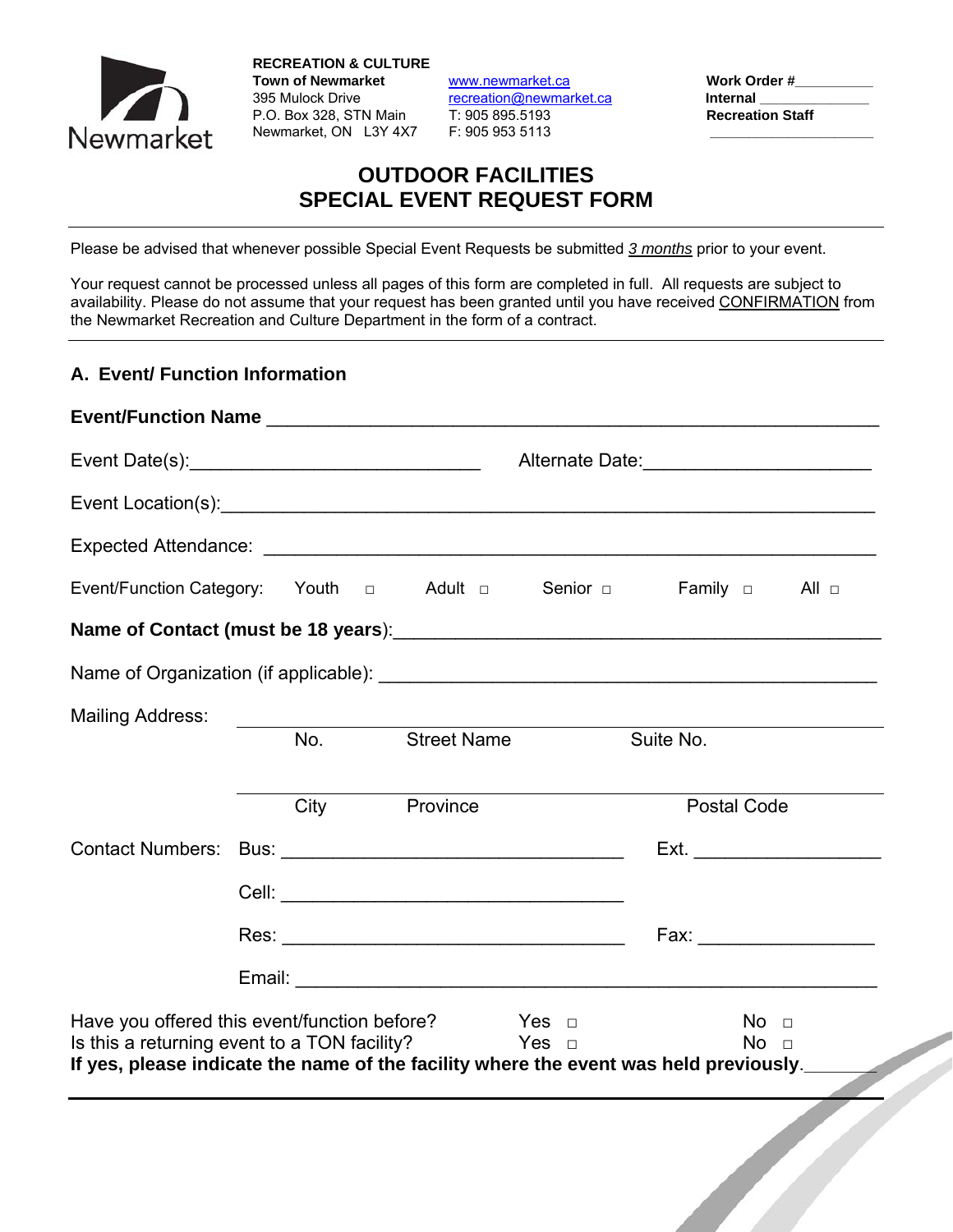**RECREATION & CULTURE**
**Town of Newmarket**
395 Mulock Drive
P.O. Box 328, STN Main
Newmarket, ON L3Y 4X7

www.newmarket.ca
recreation@newmarket.ca
T: 905 895.5193
F: 905 953 5113

**Work Order #**__________
**Internal** ______________
**Recreation Staff**
____________________

# OUTDOOR FACILITIES
# SPECIAL EVENT REQUEST FORM

Please be advised that whenever possible Special Event Requests be submitted *3 months* prior to your event.

Your request cannot be processed unless all pages of this form are completed in full. All requests are subject to availability. Please do not assume that your request has been granted until you have received CONFIRMATION from the Newmarket Recreation and Culture Department in the form of a contract.

## A. Event/ Function Information

**Event/Function Name** ____________________________________________________________

Event Date(s):____________________________ Alternate Date:______________________

Event Location(s):_________________________________________________________________

Expected Attendance: ______________________________________________________________

Event/Function Category: Youth ☐ Adult ☐ Senior ☐ Family ☐ All ☐

**Name of Contact (must be 18 years)**:_________________________________________________

Name of Organization (if applicable): _________________________________________________

Mailing Address: ______________________________________________________________
No. Street Name Suite No.

______________________________________________________________
City Province Postal Code

Contact Numbers: Bus: __________________________________ Ext. __________________

Cell: __________________________________

Res: __________________________________ Fax: _________________

Email: ____________________________________________________

Have you offered this event/function before? Yes ☐ No ☐
Is this a returning event to a TON facility? Yes ☐ No ☐
**If yes, please indicate the name of the facility where the event was held previously.**_______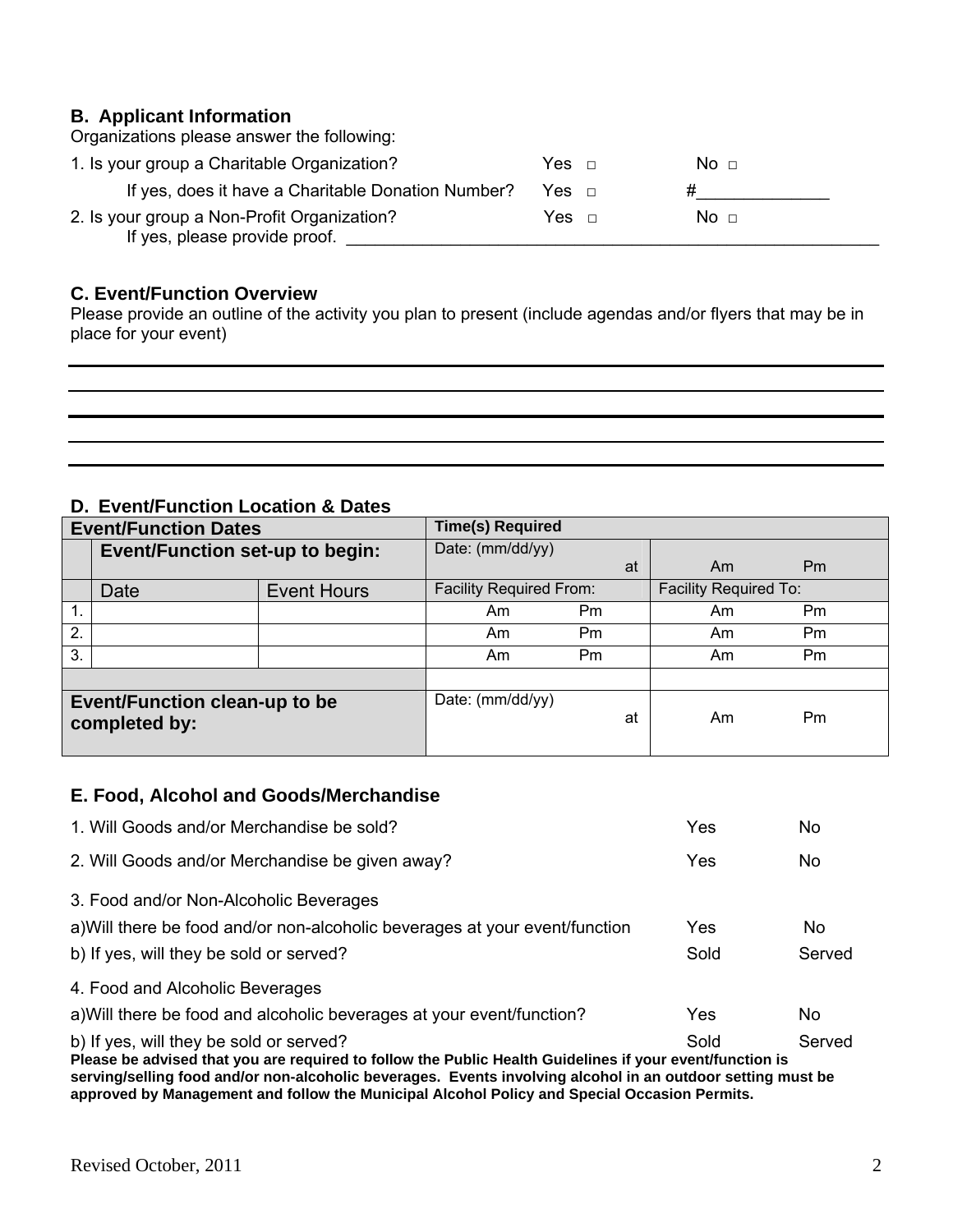## B. Applicant Information

Organizations please answer the following:

1. Is your group a Charitable Organization? Yes □ No □

   If yes, does it have a Charitable Donation Number? Yes □ #______________

2. Is your group a Non-Profit Organization? Yes □ No □

   If yes, please provide proof. ____________________________________________________________

## C. Event/Function Overview

Please provide an outline of the activity you plan to present (include agendas and/or flyers that may be in place for your event)

______________________________________________________________________________

______________________________________________________________________________

______________________________________________________________________________

______________________________________________________________________________

## D. Event/Function Location & Dates

| Event/Function Dates | | | Time(s) Required | |
|---|---|---|---|---|
| | Event/Function set-up to begin: | | Date: (mm/dd/yy) at | Am Pm |
| | Date | Event Hours | Facility Required From: | Facility Required To: |
| 1. | | | Am Pm | Am Pm |
| 2. | | | Am Pm | Am Pm |
| 3. | | | Am Pm | Am Pm |
| | | | | |
| Event/Function clean-up to be completed by: | | | Date: (mm/dd/yy) at | Am Pm |

## E. Food, Alcohol and Goods/Merchandise

1. Will Goods and/or Merchandise be sold? Yes No

2. Will Goods and/or Merchandise be given away? Yes No

3. Food and/or Non-Alcoholic Beverages

   a) Will there be food and/or non-alcoholic beverages at your event/function Yes No

   b) If yes, will they be sold or served? Sold Served

4. Food and Alcoholic Beverages

   a) Will there be food and alcoholic beverages at your event/function? Yes No

   b) If yes, will they be sold or served? Sold Served

**Please be advised that you are required to follow the Public Health Guidelines if your event/function is serving/selling food and/or non-alcoholic beverages. Events involving alcohol in an outdoor setting must be approved by Management and follow the Municipal Alcohol Policy and Special Occasion Permits.**

Revised October, 2011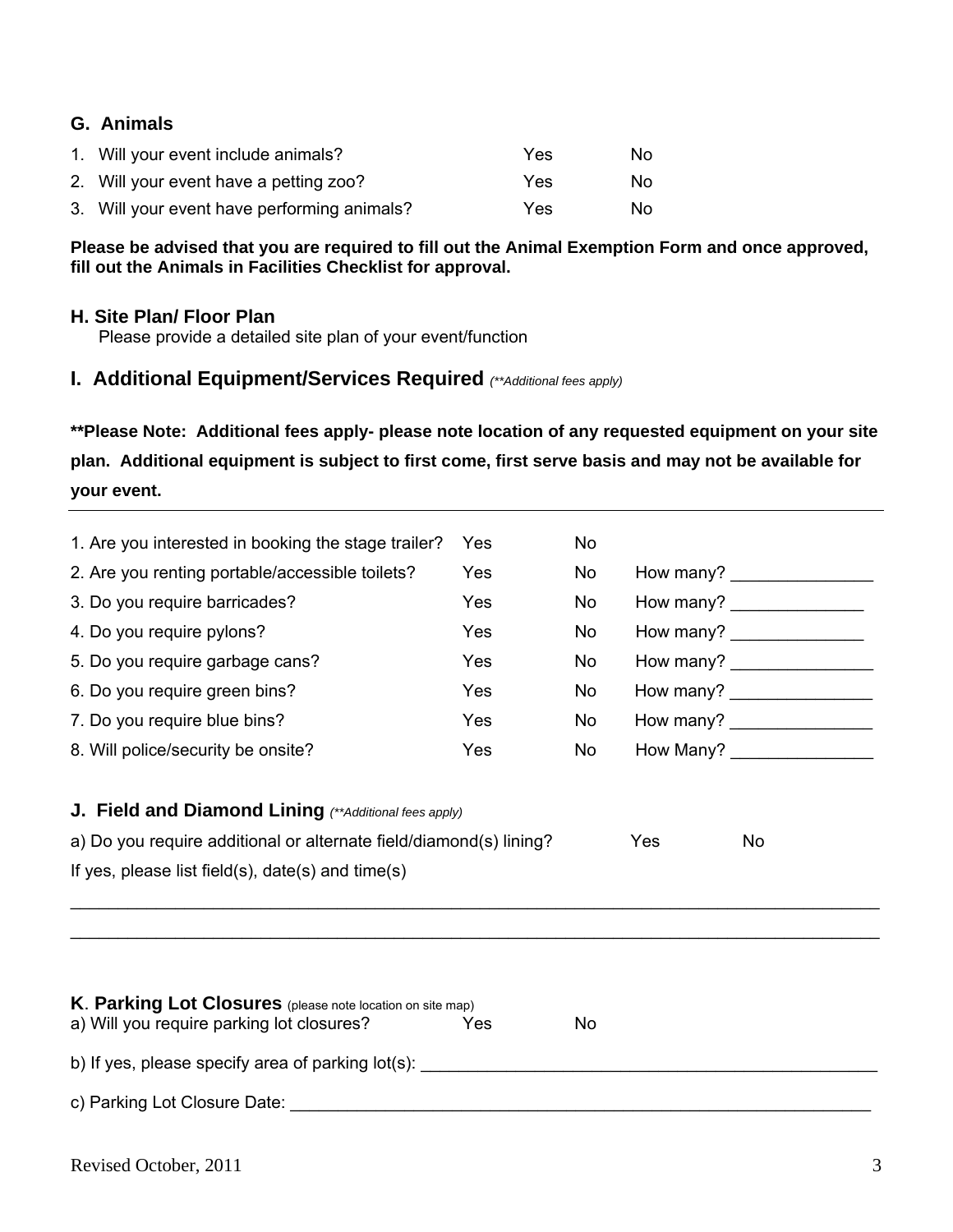## G. Animals

| | | | |
|---|---|---|---|
| 1. | Will your event include animals? | Yes | No |
| 2. | Will your event have a petting zoo? | Yes | No |
| 3. | Will your event have performing animals? | Yes | No |

**Please be advised that you are required to fill out the Animal Exemption Form and once approved, fill out the Animals in Facilities Checklist for approval.**

## H. Site Plan/ Floor Plan

Please provide a detailed site plan of your event/function

## I. Additional Equipment/Services Required *(\*\*Additional fees apply)*

**\*\*Please Note: Additional fees apply- please note location of any requested equipment on your site plan. Additional equipment is subject to first come, first serve basis and may not be available for your event.**

---

| | | | |
|---|---|---|---|
| 1. Are you interested in booking the stage trailer? | Yes | No | |
| 2. Are you renting portable/accessible toilets? | Yes | No | How many? _______________ |
| 3. Do you require barricades? | Yes | No | How many? ______________ |
| 4. Do you require pylons? | Yes | No | How many? ______________ |
| 5. Do you require garbage cans? | Yes | No | How many? _______________ |
| 6. Do you require green bins? | Yes | No | How many? _______________ |
| 7. Do you require blue bins? | Yes | No | How many? _______________ |
| 8. Will police/security be onsite? | Yes | No | How Many? _______________ |

## J. Field and Diamond Lining *(\*\*Additional fees apply)*

a) Do you require additional or alternate field/diamond(s) lining? Yes No

If yes, please list field(s), date(s) and time(s)

_____________________________________________________________________________________

_____________________________________________________________________________________

## K. Parking Lot Closures (please note location on site map)

a) Will you require parking lot closures? Yes No

b) If yes, please specify area of parking lot(s): _________________________________________________

c) Parking Lot Closure Date: ________________________________________________________________

Revised October, 2011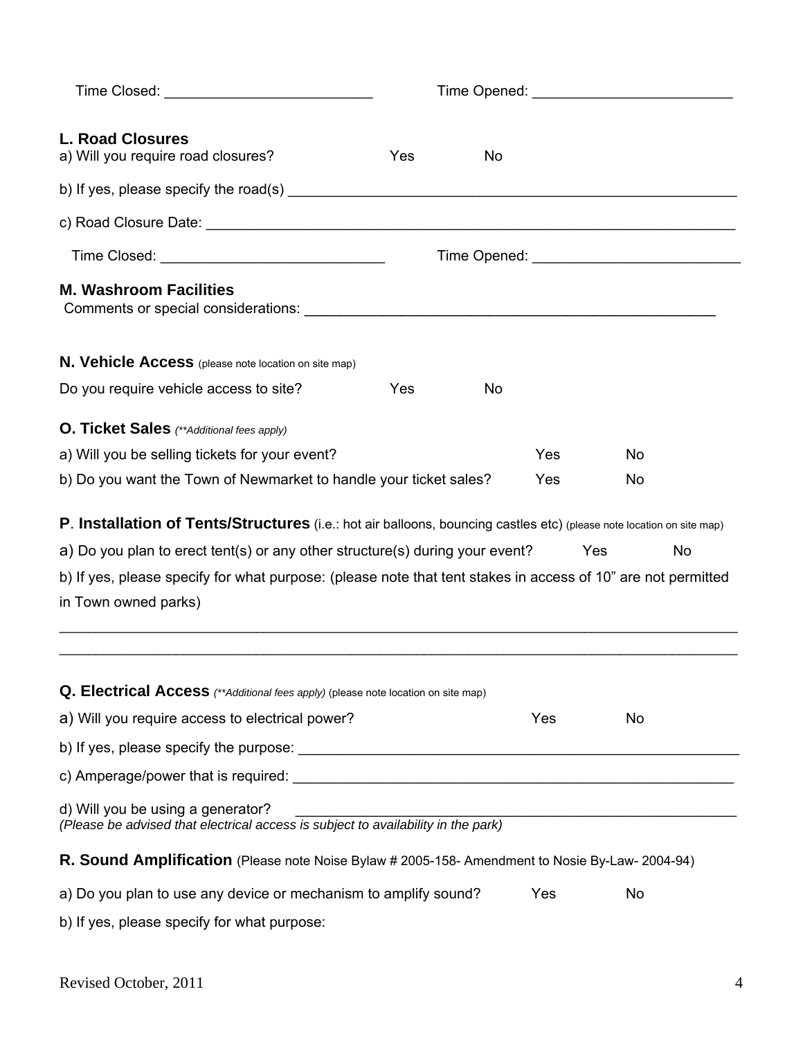Time Closed: ___________________________ Time Opened: ___________________________

## L. Road Closures

a) Will you require road closures? Yes No

b) If yes, please specify the road(s) ___________________________________________________________

c) Road Closure Date: ___________________________________________________________

Time Closed: ___________________________ Time Opened: ___________________________

## M. Washroom Facilities

Comments or special considerations: ___________________________________________________________

## N. Vehicle Access (please note location on site map)

Do you require vehicle access to site? Yes No

## O. Ticket Sales *(**Additional fees apply)*

a) Will you be selling tickets for your event? Yes No

b) Do you want the Town of Newmarket to handle your ticket sales? Yes No

## P. Installation of Tents/Structures (i.e.: hot air balloons, bouncing castles etc) (please note location on site map)

a) Do you plan to erect tent(s) or any other structure(s) during your event? Yes No

b) If yes, please specify for what purpose: (please note that tent stakes in access of 10" are not permitted in Town owned parks)

___________________________________________________________________________________

___________________________________________________________________________________

## Q. Electrical Access *(**Additional fees apply)* (please note location on site map)

a) Will you require access to electrical power? Yes No

b) If yes, please specify the purpose: ___________________________________________________________

c) Amperage/power that is required: ___________________________________________________________

d) Will you be using a generator? ___________________________________________________________

*(Please be advised that electrical access is subject to availability in the park)*

## R. Sound Amplification (Please note Noise Bylaw # 2005-158- Amendment to Nosie By-Law- 2004-94)

a) Do you plan to use any device or mechanism to amplify sound? Yes No

b) If yes, please specify for what purpose:

Revised October, 2011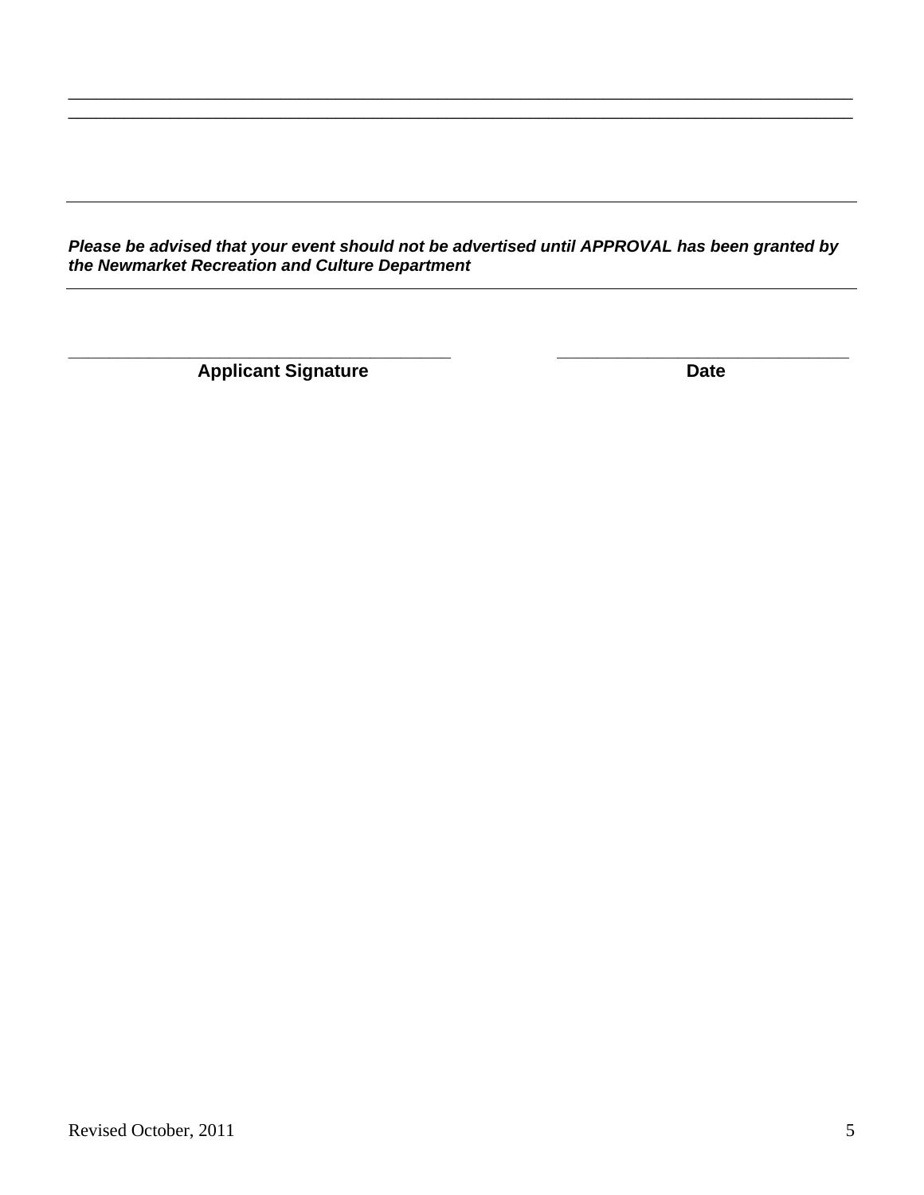________________________________________________________________________________

________________________________________________________________________________

---

***Please be advised that your event should not be advertised until APPROVAL has been granted by the Newmarket Recreation and Culture Department***

---

______________________________________________ ______________________________________

**Applicant Signature** **Date**

Revised October, 2011